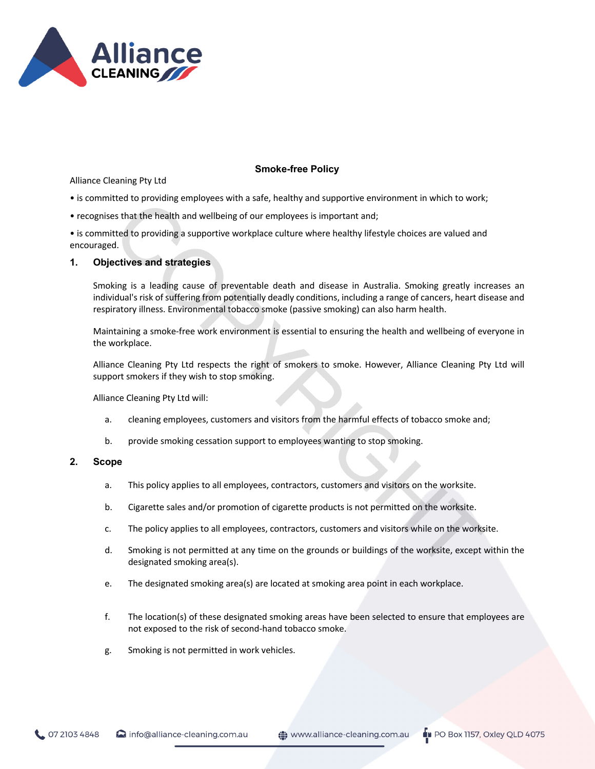# Smoke-free Policy

Alliance Cleaning Pty Ltd

- is committed to providing employees with a safe, healthy and supportive environment in which to work;
- recognises that the health and wellbeing of our employees is important and;
- is committed to providing a supportive workplace culture where healthy lifestyle choices are valued and encouraged.

## 1. Objectives and strategies

Smoking is a leading cause of preventable death and disease in Australia. Smoking greatly increases an individual's risk of suffering from potentially deadly conditions, including a range of cancers, heart disease and respiratory illness. Environmental tobacco smoke (passive smoking) can also harm health.

Maintaining a smoke-free work environment is essential to ensuring the health and wellbeing of everyone in the workplace.

Alliance Cleaning Pty Ltd respects the right of smokers to smoke. However, Alliance Cleaning Pty Ltd will support smokers if they wish to stop smoking.

Alliance Cleaning Pty Ltd will:

a. cleaning employees, customers and visitors from the harmful effects of tobacco smoke and;

b. provide smoking cessation support to employees wanting to stop smoking.

## 2. Scope

a. This policy applies to all employees, contractors, customers and visitors on the worksite.

b. Cigarette sales and/or promotion of cigarette products is not permitted on the worksite.

c. The policy applies to all employees, contractors, customers and visitors while on the worksite.

d. Smoking is not permitted at any time on the grounds or buildings of the worksite, except within the designated smoking area(s).

e. The designated smoking area(s) are located at smoking area point in each workplace.

f. The location(s) of these designated smoking areas have been selected to ensure that employees are not exposed to the risk of second-hand tobacco smoke.

g. Smoking is not permitted in work vehicles.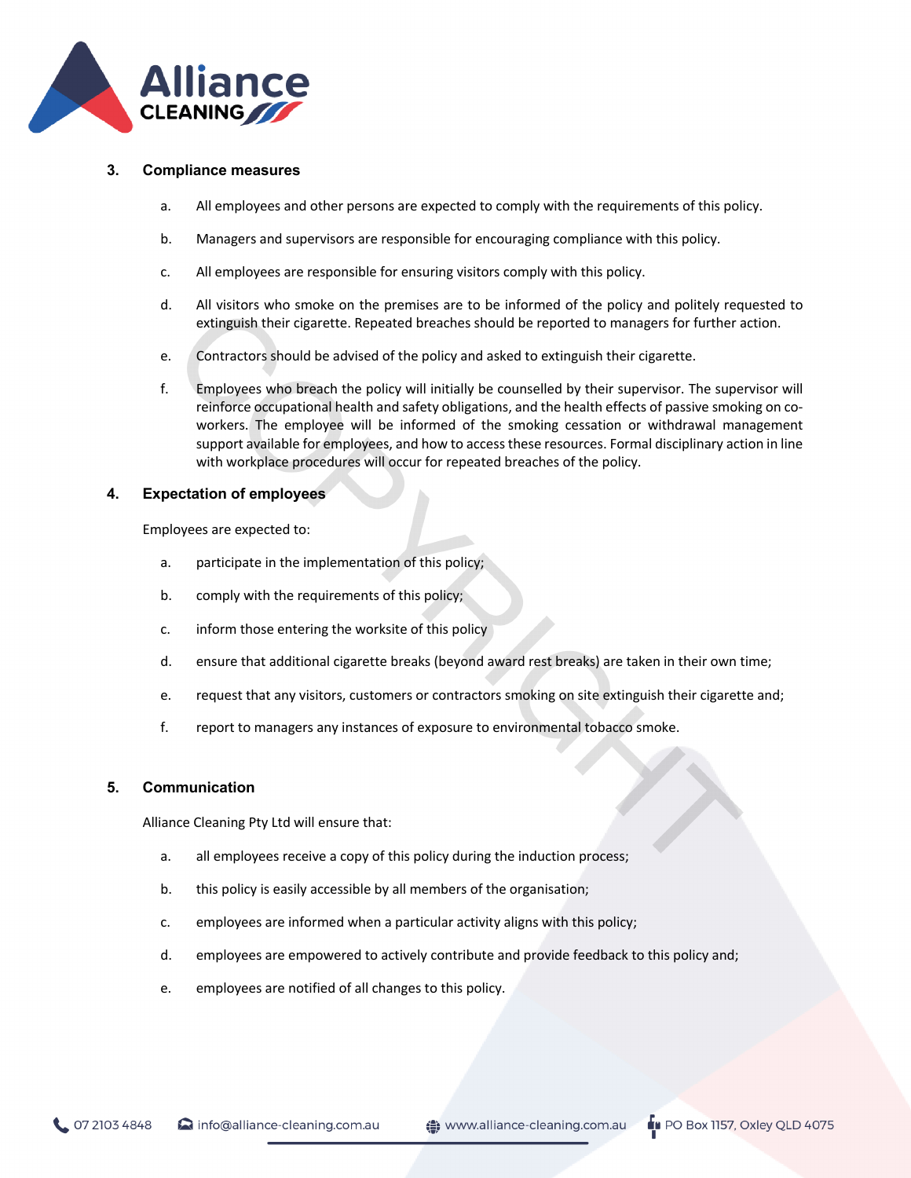## 3. Compliance measures

a. All employees and other persons are expected to comply with the requirements of this policy.

b. Managers and supervisors are responsible for encouraging compliance with this policy.

c. All employees are responsible for ensuring visitors comply with this policy.

d. All visitors who smoke on the premises are to be informed of the policy and politely requested to extinguish their cigarette. Repeated breaches should be reported to managers for further action.

e. Contractors should be advised of the policy and asked to extinguish their cigarette.

f. Employees who breach the policy will initially be counselled by their supervisor. The supervisor will reinforce occupational health and safety obligations, and the health effects of passive smoking on co-workers. The employee will be informed of the smoking cessation or withdrawal management support available for employees, and how to access these resources. Formal disciplinary action in line with workplace procedures will occur for repeated breaches of the policy.

## 4. Expectation of employees

Employees are expected to:

a. participate in the implementation of this policy;

b. comply with the requirements of this policy;

c. inform those entering the worksite of this policy

d. ensure that additional cigarette breaks (beyond award rest breaks) are taken in their own time;

e. request that any visitors, customers or contractors smoking on site extinguish their cigarette and;

f. report to managers any instances of exposure to environmental tobacco smoke.

## 5. Communication

Alliance Cleaning Pty Ltd will ensure that:

a. all employees receive a copy of this policy during the induction process;

b. this policy is easily accessible by all members of the organisation;

c. employees are informed when a particular activity aligns with this policy;

d. employees are empowered to actively contribute and provide feedback to this policy and;

e. employees are notified of all changes to this policy.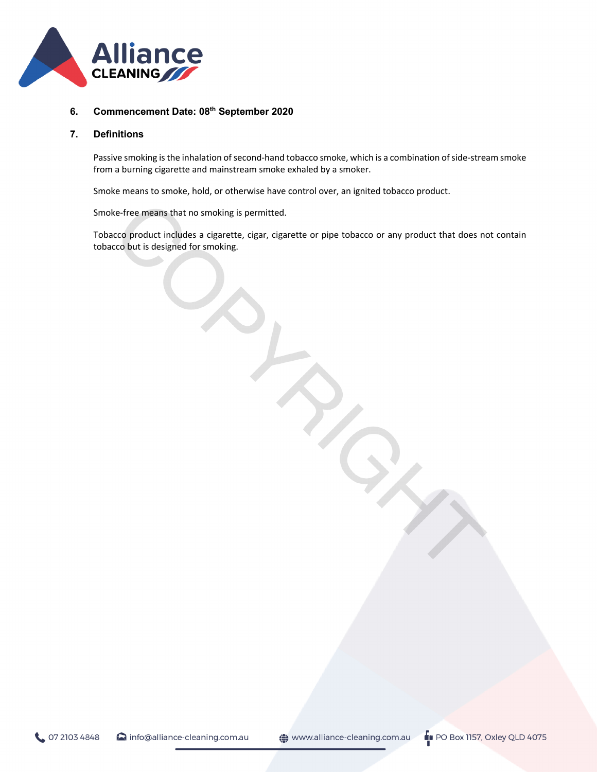## 6. Commencement Date: 08th September 2020

## 7. Definitions

Passive smoking is the inhalation of second-hand tobacco smoke, which is a combination of side-stream smoke from a burning cigarette and mainstream smoke exhaled by a smoker.

Smoke means to smoke, hold, or otherwise have control over, an ignited tobacco product.

Smoke-free means that no smoking is permitted.

Tobacco product includes a cigarette, cigar, cigarette or pipe tobacco or any product that does not contain tobacco but is designed for smoking.